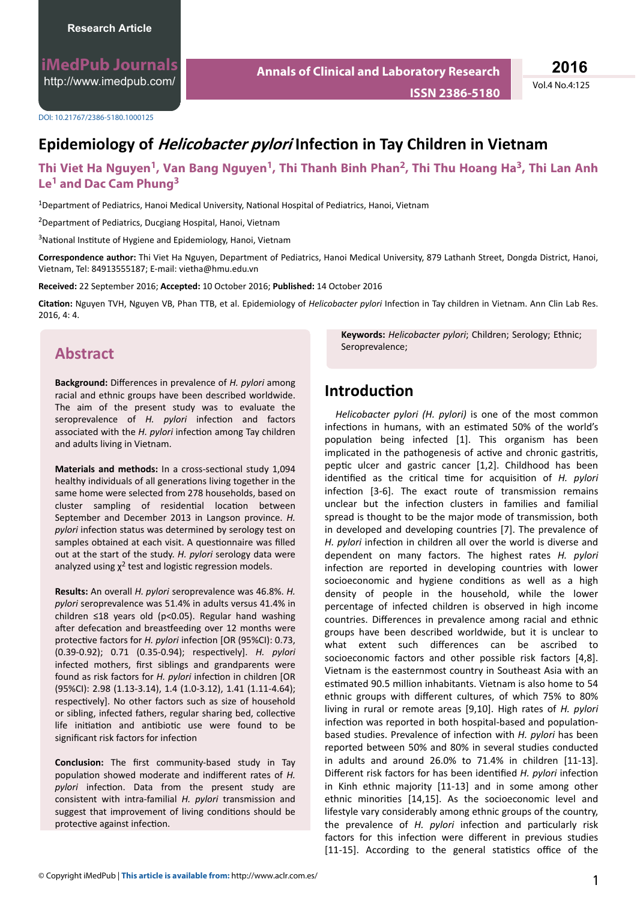Research Article

iMedPub Journals
http://www.imedpub.com/

Annals of Clinical and Laboratory Research
ISSN 2386-5180

2016
Vol.4 No.4:125

DOI: 10.21767/2386-5180.1000125

# Epidemiology of *Helicobacter pylori* Infection in Tay Children in Vietnam

**Thi Viet Ha Nguyen[1], Van Bang Nguyen[1], Thi Thanh Binh Phan[2], Thi Thu Hoang Ha[3], Thi Lan Anh Le[1] and Dac Cam Phung[3]**

[1]Department of Pediatrics, Hanoi Medical University, National Hospital of Pediatrics, Hanoi, Vietnam

[2]Department of Pediatrics, Ducgiang Hospital, Hanoi, Vietnam

[3]National Institute of Hygiene and Epidemiology, Hanoi, Vietnam

**Correspondence author:** Thi Viet Ha Nguyen, Department of Pediatrics, Hanoi Medical University, 879 Lathanh Street, Dongda District, Hanoi, Vietnam, Tel: 84913555187; E-mail: vietha@hmu.edu.vn

**Received:** 22 September 2016; **Accepted:** 10 October 2016; **Published:** 14 October 2016

**Citation:** Nguyen TVH, Nguyen VB, Phan TTB, et al. Epidemiology of *Helicobacter pylori* Infection in Tay children in Vietnam. Ann Clin Lab Res. 2016, 4: 4.

## Abstract

**Background:** Differences in prevalence of *H. pylori* among racial and ethnic groups have been described worldwide. The aim of the present study was to evaluate the seroprevalence of *H. pylori* infection and factors associated with the *H. pylori* infection among Tay children and adults living in Vietnam.

**Materials and methods:** In a cross-sectional study 1,094 healthy individuals of all generations living together in the same home were selected from 278 households, based on cluster sampling of residential location between September and December 2013 in Langson province. *H. pylori* infection status was determined by serology test on samples obtained at each visit. A questionnaire was filled out at the start of the study. *H. pylori* serology data were analyzed using $\chi^2$ test and logistic regression models.

**Results:** An overall *H. pylori* seroprevalence was 46.8%. *H. pylori* seroprevalence was 51.4% in adults versus 41.4% in children ≤18 years old ($p<0.05$). Regular hand washing after defecation and breastfeeding over 12 months were protective factors for *H. pylori* infection [OR (95%CI): 0.73, (0.39-0.92); 0.71 (0.35-0.94); respectively]. *H. pylori* infected mothers, first siblings and grandparents were found as risk factors for *H. pylori* infection in children [OR (95%CI): 2.98 (1.13-3.14), 1.4 (1.0-3.12), 1.41 (1.11-4.64); respectively]. No other factors such as size of household or sibling, infected fathers, regular sharing bed, collective life initiation and antibiotic use were found to be significant risk factors for infection

**Conclusion:** The first community-based study in Tay population showed moderate and indifferent rates of *H. pylori* infection. Data from the present study are consistent with intra-familial *H. pylori* transmission and suggest that improvement of living conditions should be protective against infection.

**Keywords:** *Helicobacter pylori*; Children; Serology; Ethnic; Seroprevalence;

## Introduction

*Helicobacter pylori (H. pylori)* is one of the most common infections in humans, with an estimated 50% of the world's population being infected [1]. This organism has been implicated in the pathogenesis of active and chronic gastritis, peptic ulcer and gastric cancer [1,2]. Childhood has been identified as the critical time for acquisition of *H. pylori* infection [3-6]. The exact route of transmission remains unclear but the infection clusters in families and familial spread is thought to be the major mode of transmission, both in developed and developing countries [7]. The prevalence of *H. pylori* infection in children all over the world is diverse and dependent on many factors. The highest rates *H. pylori* infection are reported in developing countries with lower socioeconomic and hygiene conditions as well as a high density of people in the household, while the lower percentage of infected children is observed in high income countries. Differences in prevalence among racial and ethnic groups have been described worldwide, but it is unclear to what extent such differences can be ascribed to socioeconomic factors and other possible risk factors [4,8]. Vietnam is the easternmost country in Southeast Asia with an estimated 90.5 million inhabitants. Vietnam is also home to 54 ethnic groups with different cultures, of which 75% to 80% living in rural or remote areas [9,10]. High rates of *H. pylori* infection was reported in both hospital-based and population-based studies. Prevalence of infection with *H. pylori* has been reported between 50% and 80% in several studies conducted in adults and around 26.0% to 71.4% in children [11-13]. Different risk factors for has been identified *H. pylori* infection in Kinh ethnic majority [11-13] and in some among other ethnic minorities [14,15]. As the socioeconomic level and lifestyle vary considerably among ethnic groups of the country, the prevalence of *H. pylori* infection and particularly risk factors for this infection were different in previous studies [11-15]. According to the general statistics office of the

© Copyright iMedPub | **This article is available from:** http://www.aclr.com.es/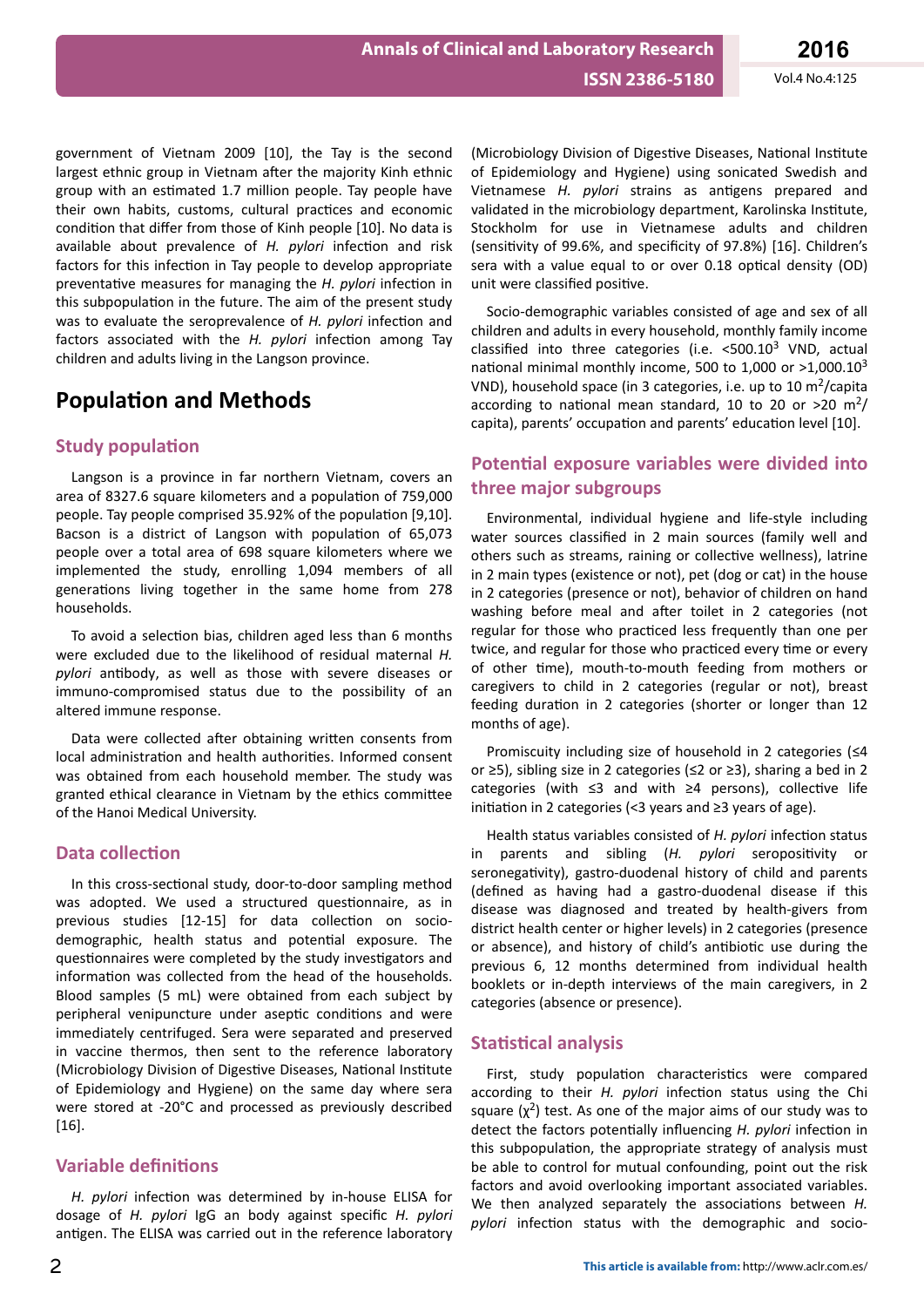government of Vietnam 2009 [10], the Tay is the second largest ethnic group in Vietnam after the majority Kinh ethnic group with an estimated 1.7 million people. Tay people have their own habits, customs, cultural practices and economic condition that differ from those of Kinh people [10]. No data is available about prevalence of *H. pylori* infection and risk factors for this infection in Tay people to develop appropriate preventative measures for managing the *H. pylori* infection in this subpopulation in the future. The aim of the present study was to evaluate the seroprevalence of *H. pylori* infection and factors associated with the *H. pylori* infection among Tay children and adults living in the Langson province.

# Population and Methods

## Study population

Langson is a province in far northern Vietnam, covers an area of 8327.6 square kilometers and a population of 759,000 people. Tay people comprised 35.92% of the population [9,10]. Bacson is a district of Langson with population of 65,073 people over a total area of 698 square kilometers where we implemented the study, enrolling 1,094 members of all generations living together in the same home from 278 households.

To avoid a selection bias, children aged less than 6 months were excluded due to the likelihood of residual maternal *H. pylori* antibody, as well as those with severe diseases or immuno-compromised status due to the possibility of an altered immune response.

Data were collected after obtaining written consents from local administration and health authorities. Informed consent was obtained from each household member. The study was granted ethical clearance in Vietnam by the ethics committee of the Hanoi Medical University.

## Data collection

In this cross-sectional study, door-to-door sampling method was adopted. We used a structured questionnaire, as in previous studies [12-15] for data collection on socio-demographic, health status and potential exposure. The questionnaires were completed by the study investigators and information was collected from the head of the households. Blood samples (5 mL) were obtained from each subject by peripheral venipuncture under aseptic conditions and were immediately centrifuged. Sera were separated and preserved in vaccine thermos, then sent to the reference laboratory (Microbiology Division of Digestive Diseases, National Institute of Epidemiology and Hygiene) on the same day where sera were stored at -20°C and processed as previously described [16].

## Variable definitions

*H. pylori* infection was determined by in-house ELISA for dosage of *H. pylori* IgG an body against specific *H. pylori* antigen. The ELISA was carried out in the reference laboratory (Microbiology Division of Digestive Diseases, National Institute of Epidemiology and Hygiene) using sonicated Swedish and Vietnamese *H. pylori* strains as antigens prepared and validated in the microbiology department, Karolinska Institute, Stockholm for use in Vietnamese adults and children (sensitivity of 99.6%, and specificity of 97.8%) [16]. Children's sera with a value equal to or over 0.18 optical density (OD) unit were classified positive.

Socio-demographic variables consisted of age and sex of all children and adults in every household, monthly family income classified into three categories (i.e. <$500.10^3$ VND, actual national minimal monthly income, 500 to 1,000 or >$1,000.10^3$ VND), household space (in 3 categories, i.e. up to 10 $m^2$/capita according to national mean standard, 10 to 20 or >20 $m^2$/capita), parents' occupation and parents' education level [10].

## Potential exposure variables were divided into three major subgroups

Environmental, individual hygiene and life-style including water sources classified in 2 main sources (family well and others such as streams, raining or collective wellness), latrine in 2 main types (existence or not), pet (dog or cat) in the house in 2 categories (presence or not), behavior of children on hand washing before meal and after toilet in 2 categories (not regular for those who practiced less frequently than one per twice, and regular for those who practiced every time or every of other time), mouth-to-mouth feeding from mothers or caregivers to child in 2 categories (regular or not), breast feeding duration in 2 categories (shorter or longer than 12 months of age).

Promiscuity including size of household in 2 categories (≤4 or ≥5), sibling size in 2 categories (≤2 or ≥3), sharing a bed in 2 categories (with ≤3 and with ≥4 persons), collective life initiation in 2 categories (<3 years and ≥3 years of age).

Health status variables consisted of *H. pylori* infection status in parents and sibling (*H. pylori* seropositivity or seronegativity), gastro-duodenal history of child and parents (defined as having had a gastro-duodenal disease if this disease was diagnosed and treated by health-givers from district health center or higher levels) in 2 categories (presence or absence), and history of child's antibiotic use during the previous 6, 12 months determined from individual health booklets or in-depth interviews of the main caregivers, in 2 categories (absence or presence).

## Statistical analysis

First, study population characteristics were compared according to their *H. pylori* infection status using the Chi square ($\chi^2$) test. As one of the major aims of our study was to detect the factors potentially influencing *H. pylori* infection in this subpopulation, the appropriate strategy of analysis must be able to control for mutual confounding, point out the risk factors and avoid overlooking important associated variables. We then analyzed separately the associations between *H. pylori* infection status with the demographic and socio-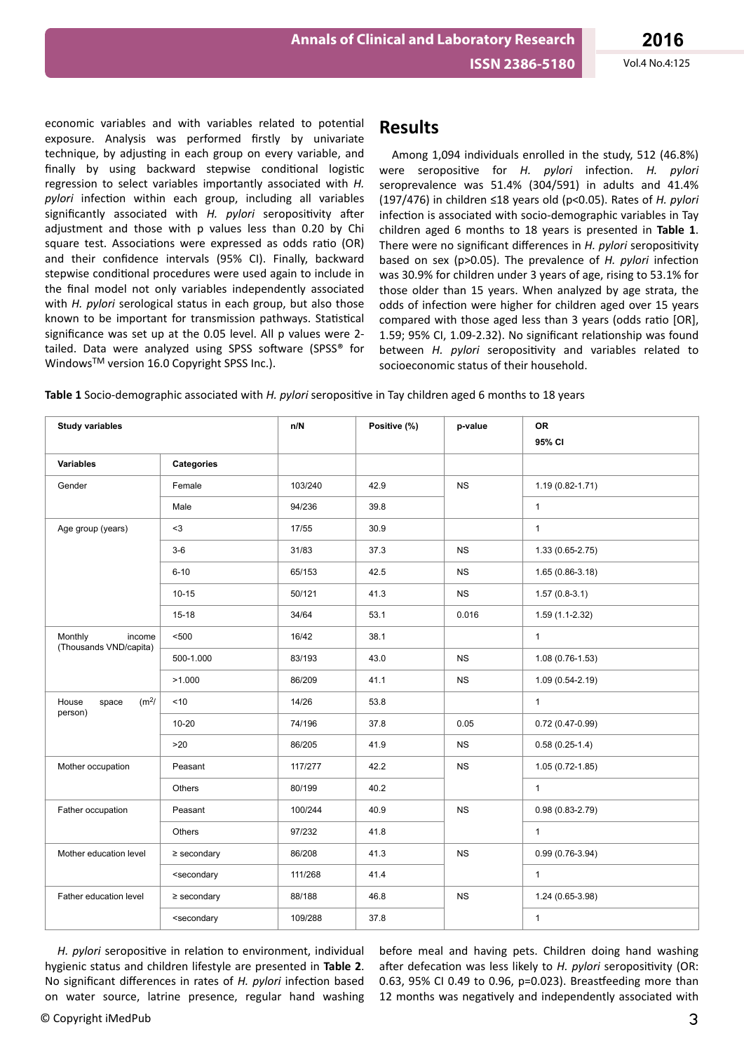economic variables and with variables related to potential exposure. Analysis was performed firstly by univariate technique, by adjusting in each group on every variable, and finally by using backward stepwise conditional logistic regression to select variables importantly associated with *H. pylori* infection within each group, including all variables significantly associated with *H. pylori* seropositivity after adjustment and those with p values less than 0.20 by Chi square test. Associations were expressed as odds ratio (OR) and their confidence intervals (95% CI). Finally, backward stepwise conditional procedures were used again to include in the final model not only variables independently associated with *H. pylori* serological status in each group, but also those known to be important for transmission pathways. Statistical significance was set up at the 0.05 level. All p values were 2-tailed. Data were analyzed using SPSS software (SPSS® for Windows™ version 16.0 Copyright SPSS Inc.).

## Results

Among 1,094 individuals enrolled in the study, 512 (46.8%) were seropositive for *H. pylori* infection. *H. pylori* seroprevalence was 51.4% (304/591) in adults and 41.4% (197/476) in children ≤18 years old ($p<0.05$). Rates of *H. pylori* infection is associated with socio-demographic variables in Tay children aged 6 months to 18 years is presented in **Table 1**. There were no significant differences in *H. pylori* seropositivity based on sex ($p>0.05$). The prevalence of *H. pylori* infection was 30.9% for children under 3 years of age, rising to 53.1% for those older than 15 years. When analyzed by age strata, the odds of infection were higher for children aged over 15 years compared with those aged less than 3 years (odds ratio [OR], 1.59; 95% CI, 1.09-2.32). No significant relationship was found between *H. pylori* seropositivity and variables related to socioeconomic status of their household.

**Table 1** Socio-demographic associated with *H. pylori* seropositive in Tay children aged 6 months to 18 years

| Study variables | | n/N | Positive (%) | p-value | OR 95% CI |
|---|---|---|---|---|---|
| Variables | Categories | | | | |
| Gender | Female | 103/240 | 42.9 | NS | 1.19 (0.82-1.71) |
| | Male | 94/236 | 39.8 | | 1 |
| Age group (years) | <3 | 17/55 | 30.9 | | 1 |
| | 3-6 | 31/83 | 37.3 | NS | 1.33 (0.65-2.75) |
| | 6-10 | 65/153 | 42.5 | NS | 1.65 (0.86-3.18) |
| | 10-15 | 50/121 | 41.3 | NS | 1.57 (0.8-3.1) |
| | 15-18 | 34/64 | 53.1 | 0.016 | 1.59 (1.1-2.32) |
| Monthly income (Thousands VND/capita) | <500 | 16/42 | 38.1 | | 1 |
| | 500-1.000 | 83/193 | 43.0 | NS | 1.08 (0.76-1.53) |
| | >1.000 | 86/209 | 41.1 | NS | 1.09 (0.54-2.19) |
| House space ($m^2$/person) | <10 | 14/26 | 53.8 | | 1 |
| | 10-20 | 74/196 | 37.8 | 0.05 | 0.72 (0.47-0.99) |
| | >20 | 86/205 | 41.9 | NS | 0.58 (0.25-1.4) |
| Mother occupation | Peasant | 117/277 | 42.2 | NS | 1.05 (0.72-1.85) |
| | Others | 80/199 | 40.2 | | 1 |
| Father occupation | Peasant | 100/244 | 40.9 | NS | 0.98 (0.83-2.79) |
| | Others | 97/232 | 41.8 | | 1 |
| Mother education level | ≥ secondary | 86/208 | 41.3 | NS | 0.99 (0.76-3.94) |
| | <secondary | 111/268 | 41.4 | | 1 |
| Father education level | ≥ secondary | 88/188 | 46.8 | NS | 1.24 (0.65-3.98) |
| | <secondary | 109/288 | 37.8 | | 1 |

*H. pylori* seropositive in relation to environment, individual hygienic status and children lifestyle are presented in **Table 2**. No significant differences in rates of *H. pylori* infection based on water source, latrine presence, regular hand washing before meal and having pets. Children doing hand washing after defecation was less likely to *H. pylori* seropositivity (OR: 0.63, 95% CI 0.49 to 0.96, p=0.023). Breastfeeding more than 12 months was negatively and independently associated with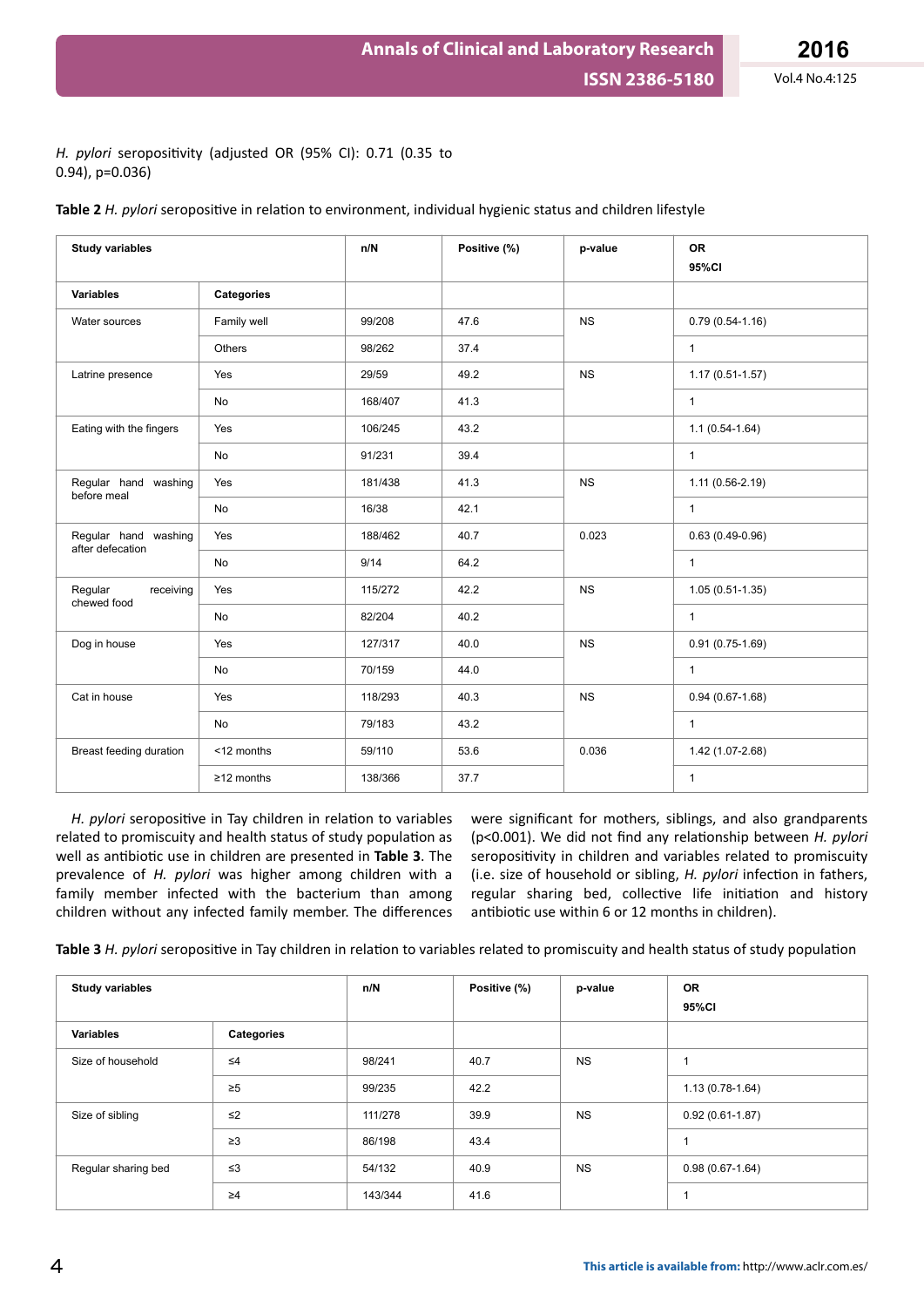*H. pylori* seropositivity (adjusted OR (95% CI): 0.71 (0.35 to 0.94), p=0.036)

**Table 2** *H. pylori* seropositive in relation to environment, individual hygienic status and children lifestyle

| Study variables | | n/N | Positive (%) | p-value | OR 95%CI |
|---|---|---|---|---|---|
| **Variables** | **Categories** | | | | |
| Water sources | Family well | 99/208 | 47.6 | NS | 0.79 (0.54-1.16) |
| | Others | 98/262 | 37.4 | | 1 |
| Latrine presence | Yes | 29/59 | 49.2 | NS | 1.17 (0.51-1.57) |
| | No | 168/407 | 41.3 | | 1 |
| Eating with the fingers | Yes | 106/245 | 43.2 | | 1.1 (0.54-1.64) |
| | No | 91/231 | 39.4 | | 1 |
| Regular hand washing before meal | Yes | 181/438 | 41.3 | NS | 1.11 (0.56-2.19) |
| | No | 16/38 | 42.1 | | 1 |
| Regular hand washing after defecation | Yes | 188/462 | 40.7 | 0.023 | 0.63 (0.49-0.96) |
| | No | 9/14 | 64.2 | | 1 |
| Regular receiving chewed food | Yes | 115/272 | 42.2 | NS | 1.05 (0.51-1.35) |
| | No | 82/204 | 40.2 | | 1 |
| Dog in house | Yes | 127/317 | 40.0 | NS | 0.91 (0.75-1.69) |
| | No | 70/159 | 44.0 | | 1 |
| Cat in house | Yes | 118/293 | 40.3 | NS | 0.94 (0.67-1.68) |
| | No | 79/183 | 43.2 | | 1 |
| Breast feeding duration | <12 months | 59/110 | 53.6 | 0.036 | 1.42 (1.07-2.68) |
| | ≥12 months | 138/366 | 37.7 | | 1 |

*H. pylori* seropositive in Tay children in relation to variables related to promiscuity and health status of study population as well as antibiotic use in children are presented in **Table 3**. The prevalence of *H. pylori* was higher among children with a family member infected with the bacterium than among children without any infected family member. The differences were significant for mothers, siblings, and also grandparents (p<0.001). We did not find any relationship between *H. pylori* seropositivity in children and variables related to promiscuity (i.e. size of household or sibling, *H. pylori* infection in fathers, regular sharing bed, collective life initiation and history antibiotic use within 6 or 12 months in children).

**Table 3** *H. pylori* seropositive in Tay children in relation to variables related to promiscuity and health status of study population

| Study variables | | n/N | Positive (%) | p-value | OR 95%CI |
|---|---|---|---|---|---|
| **Variables** | **Categories** | | | | |
| Size of household | ≤4 | 98/241 | 40.7 | NS | 1 |
| | ≥5 | 99/235 | 42.2 | | 1.13 (0.78-1.64) |
| Size of sibling | ≤2 | 111/278 | 39.9 | NS | 0.92 (0.61-1.87) |
| | ≥3 | 86/198 | 43.4 | | 1 |
| Regular sharing bed | ≤3 | 54/132 | 40.9 | NS | 0.98 (0.67-1.64) |
| | ≥4 | 143/344 | 41.6 | | 1 |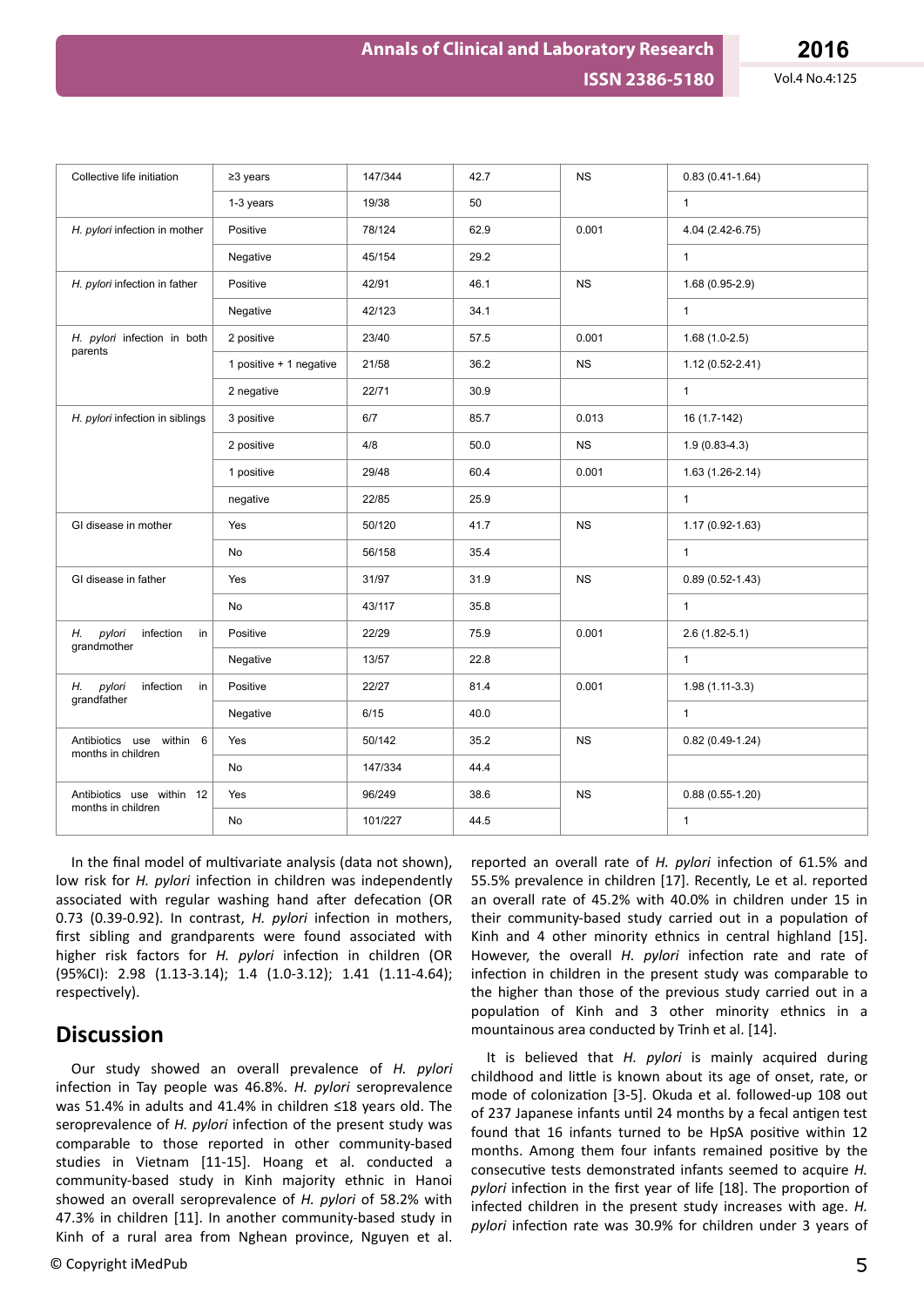| Collective life initiation | ≥3 years | 147/344 | 42.7 | NS | 0.83 (0.41-1.64) |
|---|---|---|---|---|---|
| | 1-3 years | 19/38 | 50 | | 1 |
| *H. pylori* infection in mother | Positive | 78/124 | 62.9 | 0.001 | 4.04 (2.42-6.75) |
| | Negative | 45/154 | 29.2 | | 1 |
| *H. pylori* infection in father | Positive | 42/91 | 46.1 | NS | 1.68 (0.95-2.9) |
| | Negative | 42/123 | 34.1 | | 1 |
| *H. pylori* infection in both parents | 2 positive | 23/40 | 57.5 | 0.001 | 1.68 (1.0-2.5) |
| | 1 positive + 1 negative | 21/58 | 36.2 | NS | 1.12 (0.52-2.41) |
| | 2 negative | 22/71 | 30.9 | | 1 |
| *H. pylori* infection in siblings | 3 positive | 6/7 | 85.7 | 0.013 | 16 (1.7-142) |
| | 2 positive | 4/8 | 50.0 | NS | 1.9 (0.83-4.3) |
| | 1 positive | 29/48 | 60.4 | 0.001 | 1.63 (1.26-2.14) |
| | negative | 22/85 | 25.9 | | 1 |
| GI disease in mother | Yes | 50/120 | 41.7 | NS | 1.17 (0.92-1.63) |
| | No | 56/158 | 35.4 | | 1 |
| GI disease in father | Yes | 31/97 | 31.9 | NS | 0.89 (0.52-1.43) |
| | No | 43/117 | 35.8 | | 1 |
| *H. pylori* infection in grandmother | Positive | 22/29 | 75.9 | 0.001 | 2.6 (1.82-5.1) |
| | Negative | 13/57 | 22.8 | | 1 |
| *H. pylori* infection in grandfather | Positive | 22/27 | 81.4 | 0.001 | 1.98 (1.11-3.3) |
| | Negative | 6/15 | 40.0 | | 1 |
| Antibiotics use within 6 months in children | Yes | 50/142 | 35.2 | NS | 0.82 (0.49-1.24) |
| | No | 147/334 | 44.4 | | |
| Antibiotics use within 12 months in children | Yes | 96/249 | 38.6 | NS | 0.88 (0.55-1.20) |
| | No | 101/227 | 44.5 | | 1 |

In the final model of multivariate analysis (data not shown), low risk for *H. pylori* infection in children was independently associated with regular washing hand after defecation (OR 0.73 (0.39-0.92). In contrast, *H. pylori* infection in mothers, first sibling and grandparents were found associated with higher risk factors for *H. pylori* infection in children (OR (95%CI): 2.98 (1.13-3.14); 1.4 (1.0-3.12); 1.41 (1.11-4.64); respectively).

## Discussion

Our study showed an overall prevalence of *H. pylori* infection in Tay people was 46.8%. *H. pylori* seroprevalence was 51.4% in adults and 41.4% in children ≤18 years old. The seroprevalence of *H. pylori* infection of the present study was comparable to those reported in other community-based studies in Vietnam [11-15]. Hoang et al. conducted a community-based study in Kinh majority ethnic in Hanoi showed an overall seroprevalence of *H. pylori* of 58.2% with 47.3% in children [11]. In another community-based study in Kinh of a rural area from Nghean province, Nguyen et al. reported an overall rate of *H. pylori* infection of 61.5% and 55.5% prevalence in children [17]. Recently, Le et al. reported an overall rate of 45.2% with 40.0% in children under 15 in their community-based study carried out in a population of Kinh and 4 other minority ethnics in central highland [15]. However, the overall *H. pylori* infection rate and rate of infection in children in the present study was comparable to the higher than those of the previous study carried out in a population of Kinh and 3 other minority ethnics in a mountainous area conducted by Trinh et al. [14].

It is believed that *H. pylori* is mainly acquired during childhood and little is known about its age of onset, rate, or mode of colonization [3-5]. Okuda et al. followed-up 108 out of 237 Japanese infants until 24 months by a fecal antigen test found that 16 infants turned to be HpSA positive within 12 months. Among them four infants remained positive by the consecutive tests demonstrated infants seemed to acquire *H. pylori* infection in the first year of life [18]. The proportion of infected children in the present study increases with age. *H. pylori* infection rate was 30.9% for children under 3 years of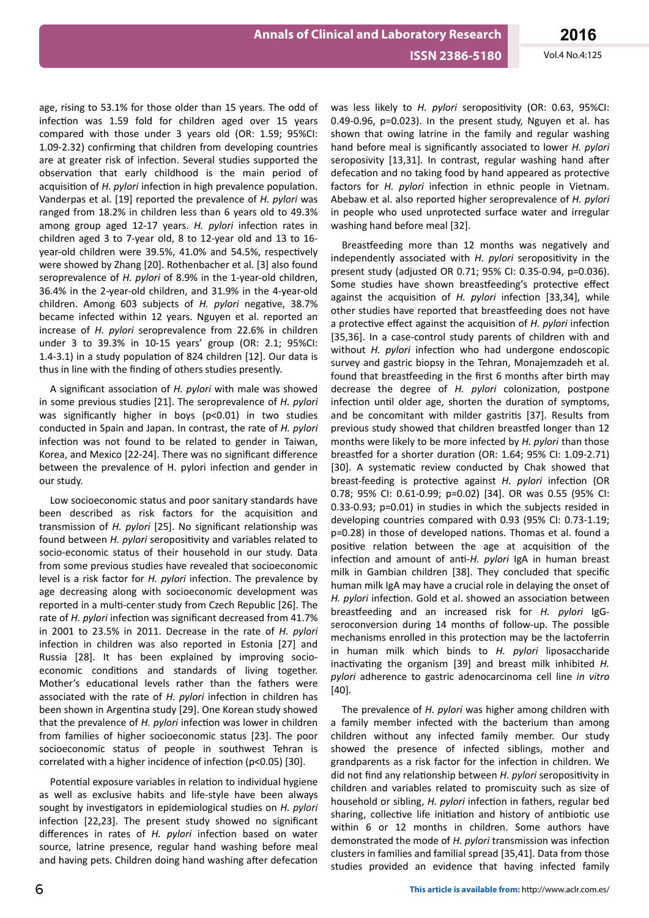age, rising to 53.1% for those older than 15 years. The odd of infection was 1.59 fold for children aged over 15 years compared with those under 3 years old (OR: 1.59; 95%CI: 1.09-2.32) confirming that children from developing countries are at greater risk of infection. Several studies supported the observation that early childhood is the main period of acquisition of *H. pylori* infection in high prevalence population. Vanderpas et al. [19] reported the prevalence of *H. pylori* was ranged from 18.2% in children less than 6 years old to 49.3% among group aged 12-17 years. *H. pylori* infection rates in children aged 3 to 7-year old, 8 to 12-year old and 13 to 16-year-old children were 39.5%, 41.0% and 54.5%, respectively were showed by Zhang [20]. Rothenbacher et al. [3] also found seroprevalence of *H. pylori* of 8.9% in the 1-year-old children, 36.4% in the 2-year-old children, and 31.9% in the 4-year-old children. Among 603 subjects of *H. pylori* negative, 38.7% became infected within 12 years. Nguyen et al. reported an increase of *H. pylori* seroprevalence from 22.6% in children under 3 to 39.3% in 10-15 years' group (OR: 2.1; 95%CI: 1.4-3.1) in a study population of 824 children [12]. Our data is thus in line with the finding of others studies presently.

A significant association of *H. pylori* with male was showed in some previous studies [21]. The seroprevalence of *H. pylori* was significantly higher in boys ($p<0.01$) in two studies conducted in Spain and Japan. In contrast, the rate of *H. pylori* infection was not found to be related to gender in Taiwan, Korea, and Mexico [22-24]. There was no significant difference between the prevalence of H. pylori infection and gender in our study.

Low socioeconomic status and poor sanitary standards have been described as risk factors for the acquisition and transmission of *H. pylori* [25]. No significant relationship was found between *H. pylori* seropositivity and variables related to socio-economic status of their household in our study. Data from some previous studies have revealed that socioeconomic level is a risk factor for *H. pylori* infection. The prevalence by age decreasing along with socioeconomic development was reported in a multi-center study from Czech Republic [26]. The rate of *H. pylori* infection was significant decreased from 41.7% in 2001 to 23.5% in 2011. Decrease in the rate of *H. pylori* infection in children was also reported in Estonia [27] and Russia [28]. It has been explained by improving socio-economic conditions and standards of living together. Mother's educational levels rather than the fathers were associated with the rate of *H. pylori* infection in children has been shown in Argentina study [29]. One Korean study showed that the prevalence of *H. pylori* infection was lower in children from families of higher socioeconomic status [23]. The poor socioeconomic status of people in southwest Tehran is correlated with a higher incidence of infection ($p<0.05$) [30].

Potential exposure variables in relation to individual hygiene as well as exclusive habits and life-style have been always sought by investigators in epidemiological studies on *H. pylori* infection [22,23]. The present study showed no significant differences in rates of *H. pylori* infection based on water source, latrine presence, regular hand washing before meal and having pets. Children doing hand washing after defecation was less likely to *H. pylori* seropositivity (OR: 0.63, 95%CI: 0.49-0.96, $p=0.023$). In the present study, Nguyen et al. has shown that owing latrine in the family and regular washing hand before meal is significantly associated to lower *H. pylori* seroposivity [13,31]. In contrast, regular washing hand after defecation and no taking food by hand appeared as protective factors for *H. pylori* infection in ethnic people in Vietnam. Abebaw et al. also reported higher seroprevalence of *H. pylori* in people who used unprotected surface water and irregular washing hand before meal [32].

Breastfeeding more than 12 months was negatively and independently associated with *H. pylori* seropositivity in the present study (adjusted OR 0.71; 95% CI: 0.35-0.94, $p=0.036$). Some studies have shown breastfeeding's protective effect against the acquisition of *H. pylori* infection [33,34], while other studies have reported that breastfeeding does not have a protective effect against the acquisition of *H. pylori* infection [35,36]. In a case-control study parents of children with and without *H. pylori* infection who had undergone endoscopic survey and gastric biopsy in the Tehran, Monajemzadeh et al. found that breastfeeding in the first 6 months after birth may decrease the degree of *H. pylori* colonization, postpone infection until older age, shorten the duration of symptoms, and be concomitant with milder gastritis [37]. Results from previous study showed that children breastfed longer than 12 months were likely to be more infected by *H. pylori* than those breastfed for a shorter duration (OR: 1.64; 95% CI: 1.09-2.71) [30]. A systematic review conducted by Chak showed that breast-feeding is protective against *H. pylori* infection (OR 0.78; 95% CI: 0.61-0.99; $p=0.02$) [34]. OR was 0.55 (95% CI: 0.33-0.93; $p=0.01$) in studies in which the subjects resided in developing countries compared with 0.93 (95% CI: 0.73-1.19; $p=0.28$) in those of developed nations. Thomas et al. found a positive relation between the age at acquisition of the infection and amount of anti-*H. pylori* IgA in human breast milk in Gambian children [38]. They concluded that specific human milk IgA may have a crucial role in delaying the onset of *H. pylori* infection. Gold et al. showed an association between breastfeeding and an increased risk for *H. pylori* IgG-seroconversion during 14 months of follow-up. The possible mechanisms enrolled in this protection may be the lactoferrin in human milk which binds to *H. pylori* liposaccharide inactivating the organism [39] and breast milk inhibited *H. pylori* adherence to gastric adenocarcinoma cell line *in vitro* [40].

The prevalence of *H. pylori* was higher among children with a family member infected with the bacterium than among children without any infected family member. Our study showed the presence of infected siblings, mother and grandparents as a risk factor for the infection in children. We did not find any relationship between *H. pylori* seropositivity in children and variables related to promiscuity such as size of household or sibling, *H. pylori* infection in fathers, regular bed sharing, collective life initiation and history of antibiotic use within 6 or 12 months in children. Some authors have demonstrated the mode of *H. pylori* transmission was infection clusters in families and familial spread [35,41]. Data from those studies provided an evidence that having infected family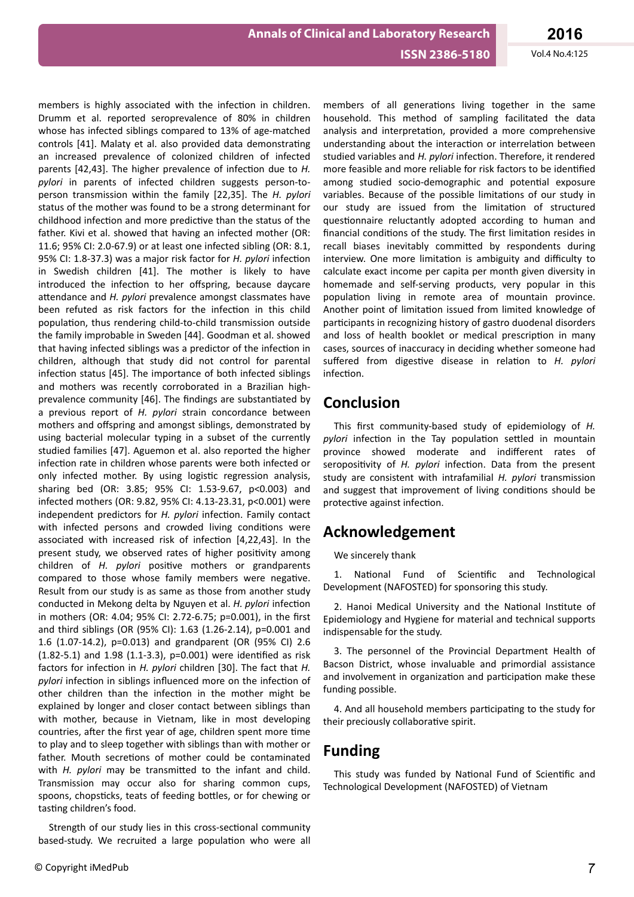members is highly associated with the infection in children. Drumm et al. reported seroprevalence of 80% in children whose has infected siblings compared to 13% of age-matched controls [41]. Malaty et al. also provided data demonstrating an increased prevalence of colonized children of infected parents [42,43]. The higher prevalence of infection due to *H. pylori* in parents of infected children suggests person-to-person transmission within the family [22,35]. The *H. pylori* status of the mother was found to be a strong determinant for childhood infection and more predictive than the status of the father. Kivi et al. showed that having an infected mother (OR: 11.6; 95% CI: 2.0-67.9) or at least one infected sibling (OR: 8.1, 95% CI: 1.8-37.3) was a major risk factor for *H. pylori* infection in Swedish children [41]. The mother is likely to have introduced the infection to her offspring, because daycare attendance and *H. pylori* prevalence amongst classmates have been refuted as risk factors for the infection in this child population, thus rendering child-to-child transmission outside the family improbable in Sweden [44]. Goodman et al. showed that having infected siblings was a predictor of the infection in children, although that study did not control for parental infection status [45]. The importance of both infected siblings and mothers was recently corroborated in a Brazilian high-prevalence community [46]. The findings are substantiated by a previous report of *H. pylori* strain concordance between mothers and offspring and amongst siblings, demonstrated by using bacterial molecular typing in a subset of the currently studied families [47]. Aguemon et al. also reported the higher infection rate in children whose parents were both infected or only infected mother. By using logistic regression analysis, sharing bed (OR: 3.85; 95% CI: 1.53-9.67, p<0.003) and infected mothers (OR: 9.82, 95% CI: 4.13-23.31, p<0.001) were independent predictors for *H. pylori* infection. Family contact with infected persons and crowded living conditions were associated with increased risk of infection [4,22,43]. In the present study, we observed rates of higher positivity among children of *H. pylori* positive mothers or grandparents compared to those whose family members were negative. Result from our study is as same as those from another study conducted in Mekong delta by Nguyen et al. *H. pylori* infection in mothers (OR: 4.04; 95% CI: 2.72-6.75; p=0.001), in the first and third siblings (OR (95% CI): 1.63 (1.26-2.14), p=0.001 and 1.6 (1.07-14.2), p=0.013) and grandparent (OR (95% CI) 2.6 (1.82-5.1) and 1.98 (1.1-3.3), p=0.001) were identified as risk factors for infection in *H. pylori* children [30]. The fact that *H. pylori* infection in siblings influenced more on the infection of other children than the infection in the mother might be explained by longer and closer contact between siblings than with mother, because in Vietnam, like in most developing countries, after the first year of age, children spent more time to play and to sleep together with siblings than with mother or father. Mouth secretions of mother could be contaminated with *H. pylori* may be transmitted to the infant and child. Transmission may occur also for sharing common cups, spoons, chopsticks, teats of feeding bottles, or for chewing or tasting children's food.

Strength of our study lies in this cross-sectional community based-study. We recruited a large population who were all members of all generations living together in the same household. This method of sampling facilitated the data analysis and interpretation, provided a more comprehensive understanding about the interaction or interrelation between studied variables and *H. pylori* infection. Therefore, it rendered more feasible and more reliable for risk factors to be identified among studied socio-demographic and potential exposure variables. Because of the possible limitations of our study in our study are issued from the limitation of structured questionnaire reluctantly adopted according to human and financial conditions of the study. The first limitation resides in recall biases inevitably committed by respondents during interview. One more limitation is ambiguity and difficulty to calculate exact income per capita per month given diversity in homemade and self-serving products, very popular in this population living in remote area of mountain province. Another point of limitation issued from limited knowledge of participants in recognizing history of gastro duodenal disorders and loss of health booklet or medical prescription in many cases, sources of inaccuracy in deciding whether someone had suffered from digestive disease in relation to *H. pylori* infection.

## Conclusion

This first community-based study of epidemiology of *H. pylori* infection in the Tay population settled in mountain province showed moderate and indifferent rates of seropositivity of *H. pylori* infection. Data from the present study are consistent with intrafamilial *H. pylori* transmission and suggest that improvement of living conditions should be protective against infection.

## Acknowledgement

We sincerely thank

1. National Fund of Scientific and Technological Development (NAFOSTED) for sponsoring this study.

2. Hanoi Medical University and the National Institute of Epidemiology and Hygiene for material and technical supports indispensable for the study.

3. The personnel of the Provincial Department Health of Bacson District, whose invaluable and primordial assistance and involvement in organization and participation make these funding possible.

4. And all household members participating to the study for their preciously collaborative spirit.

## Funding

This study was funded by National Fund of Scientific and Technological Development (NAFOSTED) of Vietnam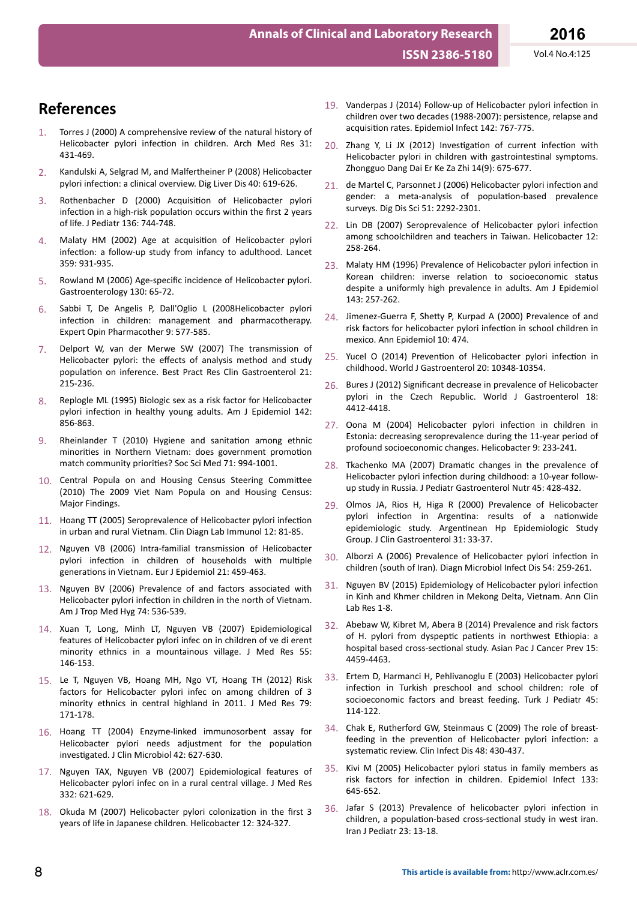## References

1. Torres J (2000) A comprehensive review of the natural history of Helicobacter pylori infection in children. Arch Med Res 31: 431-469.
2. Kandulski A, Selgrad M, and Malfertheiner P (2008) Helicobacter pylori infection: a clinical overview. Dig Liver Dis 40: 619-626.
3. Rothenbacher D (2000) Acquisition of Helicobacter pylori infection in a high-risk population occurs within the first 2 years of life. J Pediatr 136: 744-748.
4. Malaty HM (2002) Age at acquisition of Helicobacter pylori infection: a follow-up study from infancy to adulthood. Lancet 359: 931-935.
5. Rowland M (2006) Age-specific incidence of Helicobacter pylori. Gastroenterology 130: 65-72.
6. Sabbi T, De Angelis P, Dall'Oglio L (2008Helicobacter pylori infection in children: management and pharmacotherapy. Expert Opin Pharmacother 9: 577-585.
7. Delport W, van der Merwe SW (2007) The transmission of Helicobacter pylori: the effects of analysis method and study population on inference. Best Pract Res Clin Gastroenterol 21: 215-236.
8. Replogle ML (1995) Biologic sex as a risk factor for Helicobacter pylori infection in healthy young adults. Am J Epidemiol 142: 856-863.
9. Rheinlander T (2010) Hygiene and sanitation among ethnic minorities in Northern Vietnam: does government promotion match community priorities? Soc Sci Med 71: 994-1001.
10. Central Popula on and Housing Census Steering Committee (2010) The 2009 Viet Nam Popula on and Housing Census: Major Findings.
11. Hoang TT (2005) Seroprevalence of Helicobacter pylori infection in urban and rural Vietnam. Clin Diagn Lab Immunol 12: 81-85.
12. Nguyen VB (2006) Intra-familial transmission of Helicobacter pylori infection in children of households with multiple generations in Vietnam. Eur J Epidemiol 21: 459-463.
13. Nguyen BV (2006) Prevalence of and factors associated with Helicobacter pylori infection in children in the north of Vietnam. Am J Trop Med Hyg 74: 536-539.
14. Xuan T, Long, Minh LT, Nguyen VB (2007) Epidemiological features of Helicobacter pylori infec on in children of ve di erent minority ethnics in a mountainous village. J Med Res 55: 146-153.
15. Le T, Nguyen VB, Hoang MH, Ngo VT, Hoang TH (2012) Risk factors for Helicobacter pylori infec on among children of 3 minority ethnics in central highland in 2011. J Med Res 79: 171-178.
16. Hoang TT (2004) Enzyme-linked immunosorbent assay for Helicobacter pylori needs adjustment for the population investigated. J Clin Microbiol 42: 627-630.
17. Nguyen TAX, Nguyen VB (2007) Epidemiological features of Helicobacter pylori infec on in a rural central village. J Med Res 332: 621-629.
18. Okuda M (2007) Helicobacter pylori colonization in the first 3 years of life in Japanese children. Helicobacter 12: 324-327.
19. Vanderpas J (2014) Follow-up of Helicobacter pylori infection in children over two decades (1988-2007): persistence, relapse and acquisition rates. Epidemiol Infect 142: 767-775.
20. Zhang Y, Li JX (2012) Investigation of current infection with Helicobacter pylori in children with gastrointestinal symptoms. Zhongguo Dang Dai Er Ke Za Zhi 14(9): 675-677.
21. de Martel C, Parsonnet J (2006) Helicobacter pylori infection and gender: a meta-analysis of population-based prevalence surveys. Dig Dis Sci 51: 2292-2301.
22. Lin DB (2007) Seroprevalence of Helicobacter pylori infection among schoolchildren and teachers in Taiwan. Helicobacter 12: 258-264.
23. Malaty HM (1996) Prevalence of Helicobacter pylori infection in Korean children: inverse relation to socioeconomic status despite a uniformly high prevalence in adults. Am J Epidemiol 143: 257-262.
24. Jimenez-Guerra F, Shetty P, Kurpad A (2000) Prevalence of and risk factors for helicobacter pylori infection in school children in mexico. Ann Epidemiol 10: 474.
25. Yucel O (2014) Prevention of Helicobacter pylori infection in childhood. World J Gastroenterol 20: 10348-10354.
26. Bures J (2012) Significant decrease in prevalence of Helicobacter pylori in the Czech Republic. World J Gastroenterol 18: 4412-4418.
27. Oona M (2004) Helicobacter pylori infection in children in Estonia: decreasing seroprevalence during the 11-year period of profound socioeconomic changes. Helicobacter 9: 233-241.
28. Tkachenko MA (2007) Dramatic changes in the prevalence of Helicobacter pylori infection during childhood: a 10-year follow-up study in Russia. J Pediatr Gastroenterol Nutr 45: 428-432.
29. Olmos JA, Rios H, Higa R (2000) Prevalence of Helicobacter pylori infection in Argentina: results of a nationwide epidemiologic study. Argentinean Hp Epidemiologic Study Group. J Clin Gastroenterol 31: 33-37.
30. Alborzi A (2006) Prevalence of Helicobacter pylori infection in children (south of Iran). Diagn Microbiol Infect Dis 54: 259-261.
31. Nguyen BV (2015) Epidemiology of Helicobacter pylori infection in Kinh and Khmer children in Mekong Delta, Vietnam. Ann Clin Lab Res 1-8.
32. Abebaw W, Kibret M, Abera B (2014) Prevalence and risk factors of H. pylori from dyspeptic patients in northwest Ethiopia: a hospital based cross-sectional study. Asian Pac J Cancer Prev 15: 4459-4463.
33. Ertem D, Harmanci H, Pehlivanoglu E (2003) Helicobacter pylori infection in Turkish preschool and school children: role of socioeconomic factors and breast feeding. Turk J Pediatr 45: 114-122.
34. Chak E, Rutherford GW, Steinmaus C (2009) The role of breast-feeding in the prevention of Helicobacter pylori infection: a systematic review. Clin Infect Dis 48: 430-437.
35. Kivi M (2005) Helicobacter pylori status in family members as risk factors for infection in children. Epidemiol Infect 133: 645-652.
36. Jafar S (2013) Prevalence of helicobacter pylori infection in children, a population-based cross-sectional study in west iran. Iran J Pediatr 23: 13-18.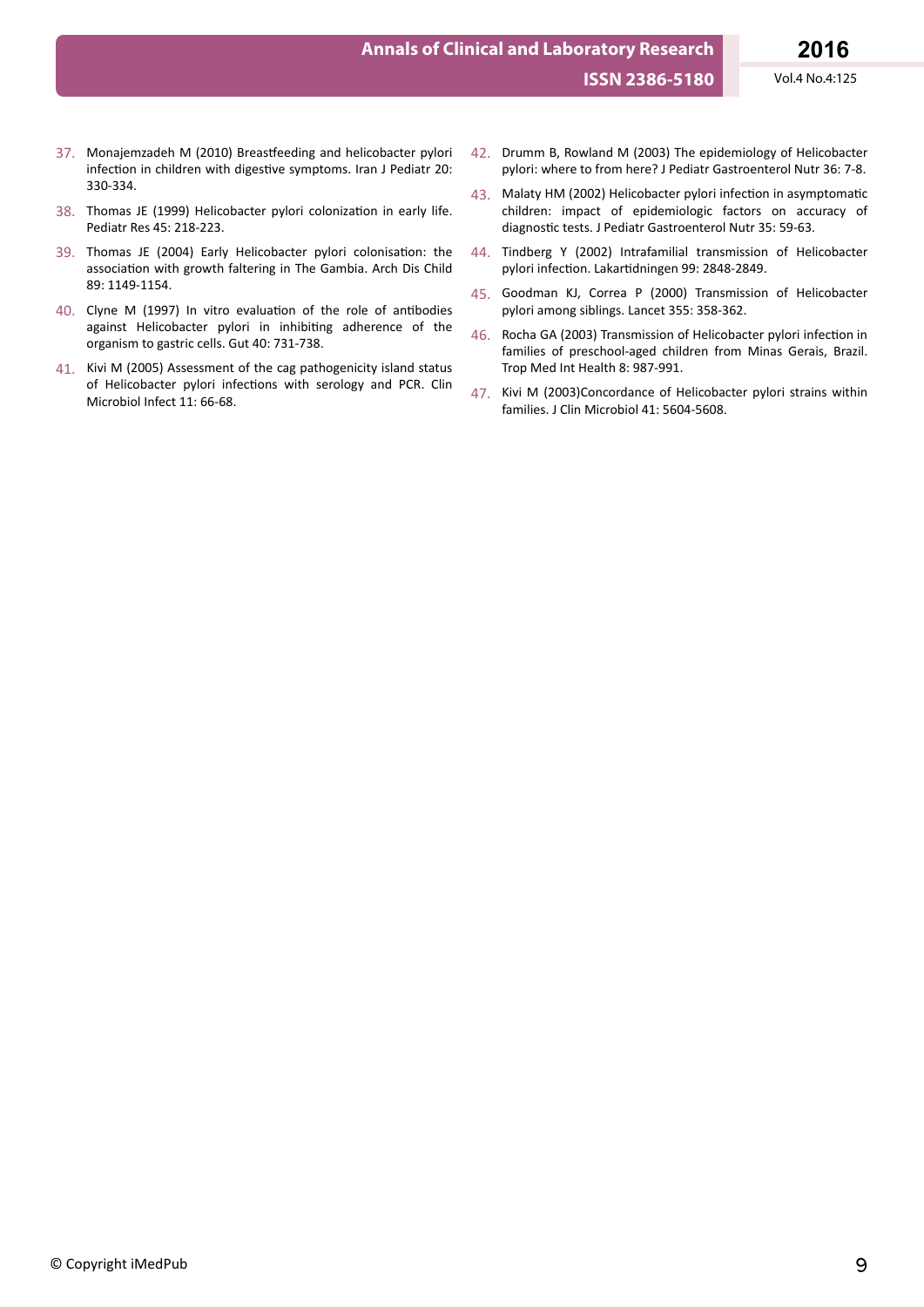37. Monajemzadeh M (2010) Breastfeeding and helicobacter pylori infection in children with digestive symptoms. Iran J Pediatr 20: 330-334.

38. Thomas JE (1999) Helicobacter pylori colonization in early life. Pediatr Res 45: 218-223.

39. Thomas JE (2004) Early Helicobacter pylori colonisation: the association with growth faltering in The Gambia. Arch Dis Child 89: 1149-1154.

40. Clyne M (1997) In vitro evaluation of the role of antibodies against Helicobacter pylori in inhibiting adherence of the organism to gastric cells. Gut 40: 731-738.

41. Kivi M (2005) Assessment of the cag pathogenicity island status of Helicobacter pylori infections with serology and PCR. Clin Microbiol Infect 11: 66-68.

42. Drumm B, Rowland M (2003) The epidemiology of Helicobacter pylori: where to from here? J Pediatr Gastroenterol Nutr 36: 7-8.

43. Malaty HM (2002) Helicobacter pylori infection in asymptomatic children: impact of epidemiologic factors on accuracy of diagnostic tests. J Pediatr Gastroenterol Nutr 35: 59-63.

44. Tindberg Y (2002) Intrafamilial transmission of Helicobacter pylori infection. Lakartidningen 99: 2848-2849.

45. Goodman KJ, Correa P (2000) Transmission of Helicobacter pylori among siblings. Lancet 355: 358-362.

46. Rocha GA (2003) Transmission of Helicobacter pylori infection in families of preschool-aged children from Minas Gerais, Brazil. Trop Med Int Health 8: 987-991.

47. Kivi M (2003)Concordance of Helicobacter pylori strains within families. J Clin Microbiol 41: 5604-5608.